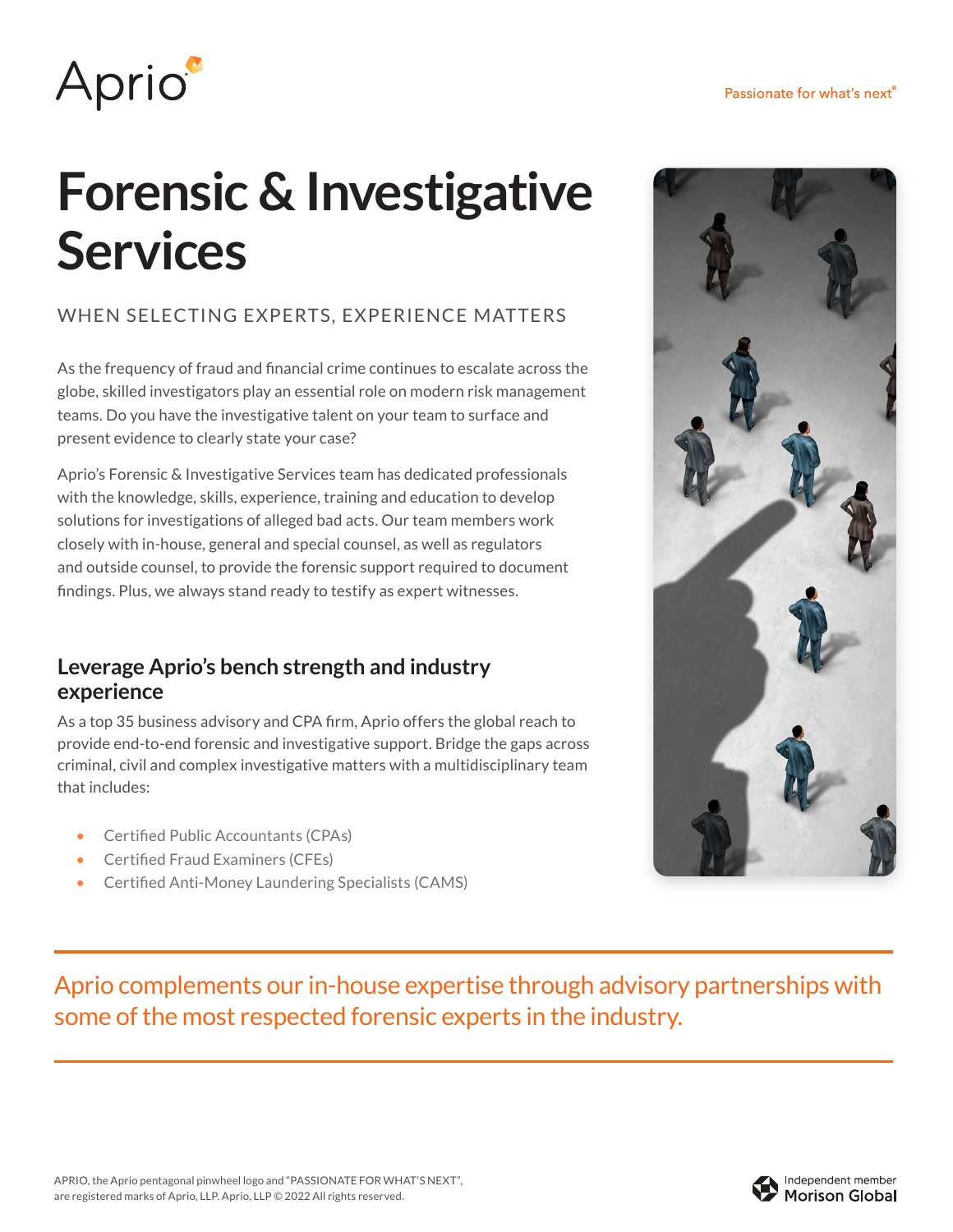Aprio

Passionate for what's next®

# Forensic & Investigative Services

WHEN SELECTING EXPERTS, EXPERIENCE MATTERS

As the frequency of fraud and financial crime continues to escalate across the globe, skilled investigators play an essential role on modern risk management teams. Do you have the investigative talent on your team to surface and present evidence to clearly state your case?

Aprio's Forensic & Investigative Services team has dedicated professionals with the knowledge, skills, experience, training and education to develop solutions for investigations of alleged bad acts. Our team members work closely with in-house, general and special counsel, as well as regulators and outside counsel, to provide the forensic support required to document findings. Plus, we always stand ready to testify as expert witnesses.

## Leverage Aprio's bench strength and industry experience

As a top 35 business advisory and CPA firm, Aprio offers the global reach to provide end-to-end forensic and investigative support. Bridge the gaps across criminal, civil and complex investigative matters with a multidisciplinary team that includes:

- Certified Public Accountants (CPAs)
- Certified Fraud Examiners (CFEs)
- Certified Anti-Money Laundering Specialists (CAMS)

Aprio complements our in-house expertise through advisory partnerships with some of the most respected forensic experts in the industry.

APRIO, the Aprio pentagonal pinwheel logo and "PASSIONATE FOR WHAT'S NEXT", are registered marks of Aprio, LLP. Aprio, LLP © 2022 All rights reserved.

Independent member Morison Global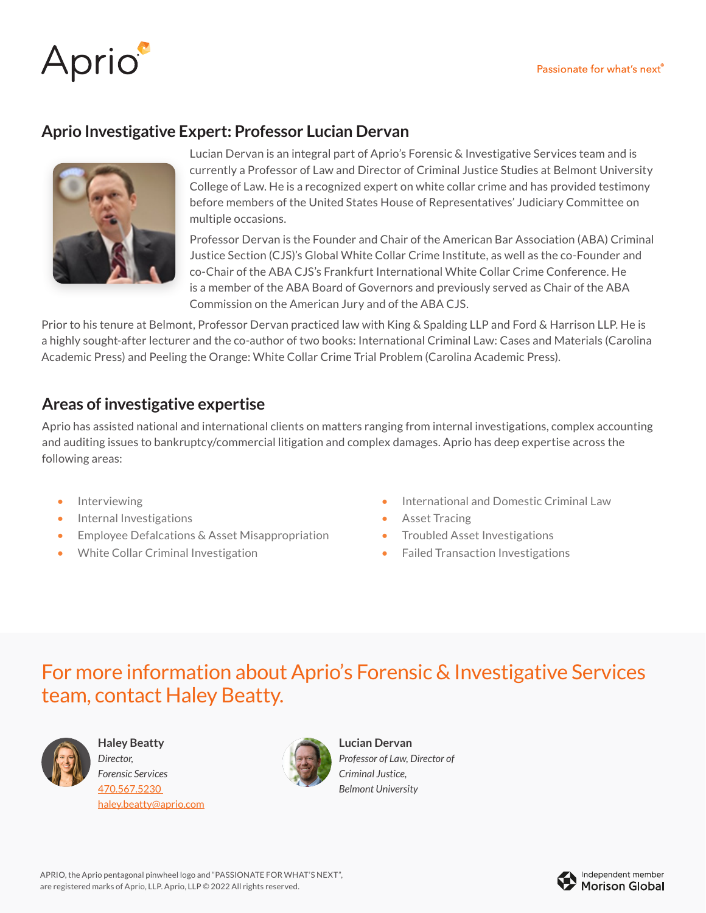## Aprio Investigative Expert: Professor Lucian Dervan

Lucian Dervan is an integral part of Aprio's Forensic & Investigative Services team and is currently a Professor of Law and Director of Criminal Justice Studies at Belmont University College of Law. He is a recognized expert on white collar crime and has provided testimony before members of the United States House of Representatives' Judiciary Committee on multiple occasions.

Professor Dervan is the Founder and Chair of the American Bar Association (ABA) Criminal Justice Section (CJS)'s Global White Collar Crime Institute, as well as the co-Founder and co-Chair of the ABA CJS's Frankfurt International White Collar Crime Conference. He is a member of the ABA Board of Governors and previously served as Chair of the ABA Commission on the American Jury and of the ABA CJS.

Prior to his tenure at Belmont, Professor Dervan practiced law with King & Spalding LLP and Ford & Harrison LLP. He is a highly sought-after lecturer and the co-author of two books: International Criminal Law: Cases and Materials (Carolina Academic Press) and Peeling the Orange: White Collar Crime Trial Problem (Carolina Academic Press).

## Areas of investigative expertise

Aprio has assisted national and international clients on matters ranging from internal investigations, complex accounting and auditing issues to bankruptcy/commercial litigation and complex damages. Aprio has deep expertise across the following areas:

- Interviewing
- Internal Investigations
- Employee Defalcations & Asset Misappropriation
- White Collar Criminal Investigation
- International and Domestic Criminal Law
- Asset Tracing
- Troubled Asset Investigations
- Failed Transaction Investigations

## For more information about Aprio's Forensic & Investigative Services team, contact Haley Beatty.

**Haley Beatty**
*Director,*
*Forensic Services*
470.567.5230
haley.beatty@aprio.com

**Lucian Dervan**
*Professor of Law, Director of Criminal Justice,*
*Belmont University*

APRIO, the Aprio pentagonal pinwheel logo and "PASSIONATE FOR WHAT'S NEXT", are registered marks of Aprio, LLP. Aprio, LLP © 2022 All rights reserved.

Independent member Morison Global